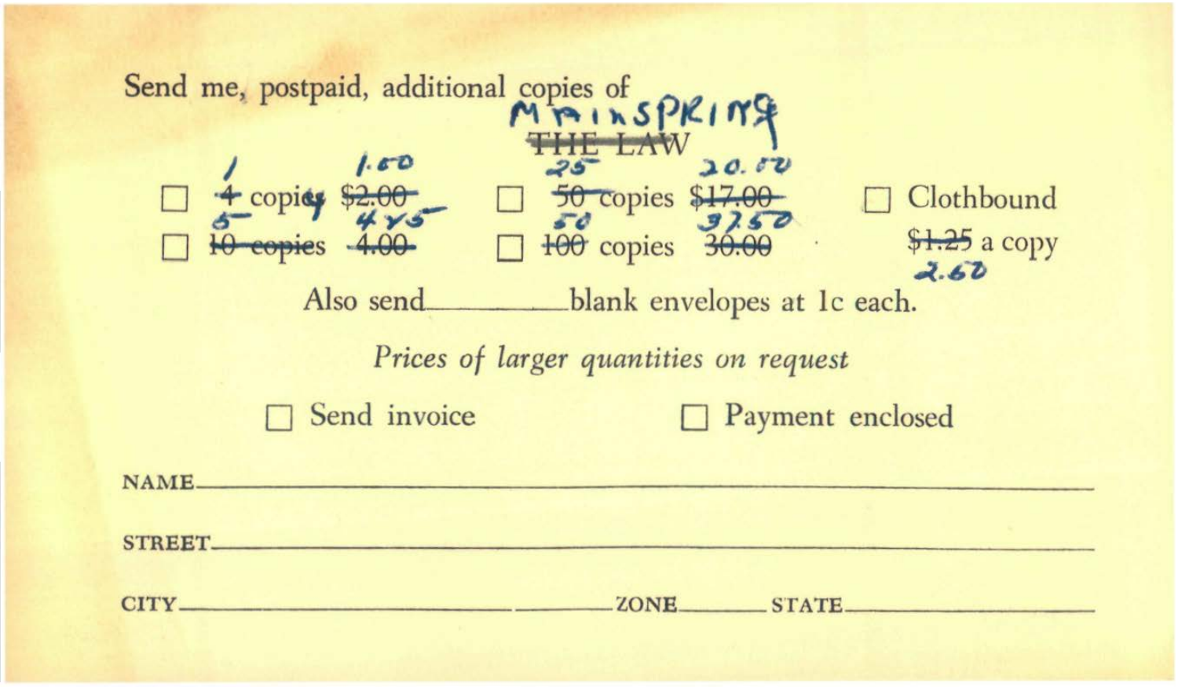Send me, postpaid, additional copies of ~~THE LAW~~ MAINSPRING

| | | |
|---|---|---|
| ☐ ~~4~~ 1 copy ~~$2.00~~ 1.00 | ☐ ~~50~~ 25 copies ~~$17.00~~ 20.00 | ☐ Clothbound |
| ☐ ~~10 copies~~ 5 ~~4.00~~ 4.75 | ☐ ~~100~~ 50 copies ~~30.00~~ 37.50 | ~~$1.25~~ 2.60 a copy |

Also send ________ blank envelopes at 1c each.

*Prices of larger quantities on request*

☐ Send invoice ☐ Payment enclosed

NAME ____________________________________________

STREET ____________________________________________

CITY ______________________ ZONE ________ STATE ______________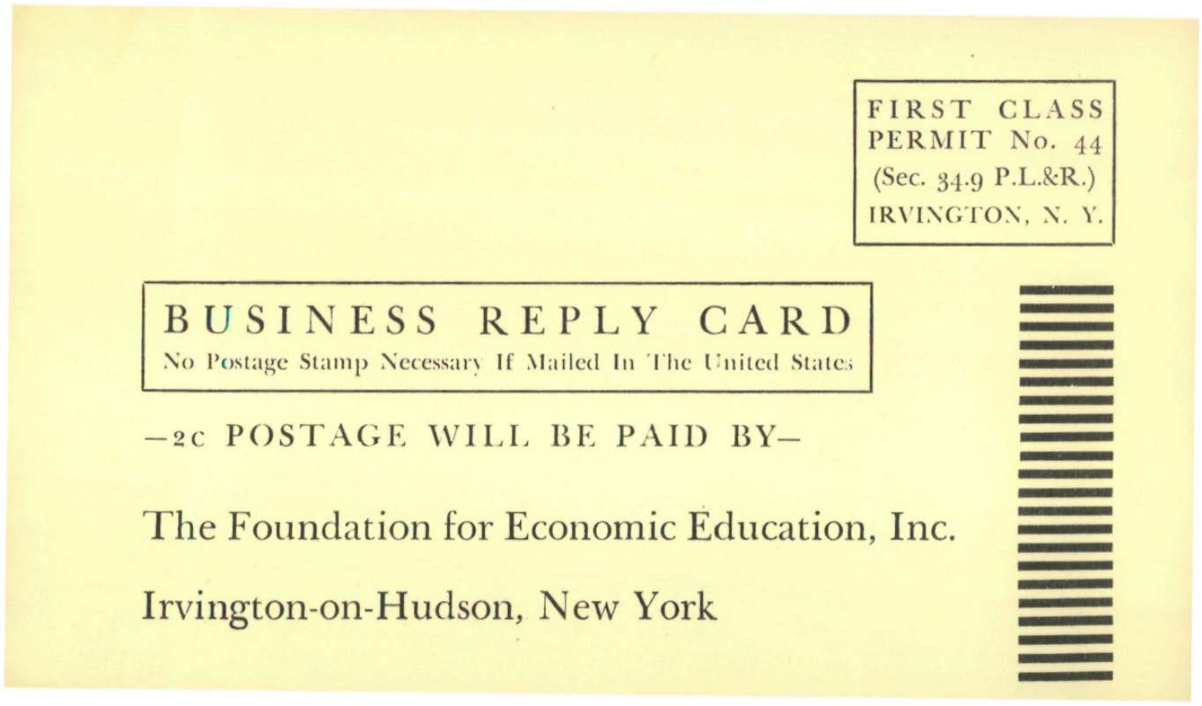FIRST CLASS
PERMIT No. 44
(Sec. 34.9 P.L.&R.)
IRVINGTON, N. Y.

**BUSINESS REPLY CARD**
No Postage Stamp Necessary If Mailed In The United States

—2c POSTAGE WILL BE PAID BY—

The Foundation for Economic Education, Inc.

Irvington-on-Hudson, New York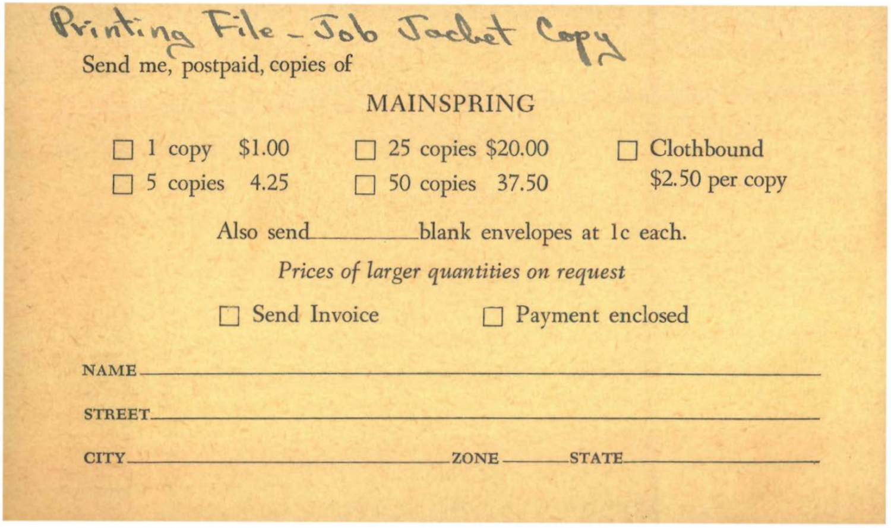Printing File - Job Jacket Copy

Send me, postpaid, copies of

## MAINSPRING

- ☐ 1 copy $1.00
- ☐ 5 copies 4.25
- ☐ 25 copies $20.00
- ☐ 50 copies 37.50
- ☐ Clothbound $2.50 per copy

Also send __________ blank envelopes at 1c each.

*Prices of larger quantities on request*

☐ Send Invoice ☐ Payment enclosed

NAME ______________________________________________

STREET ____________________________________________

CITY ____________________ ZONE ________ STATE ____________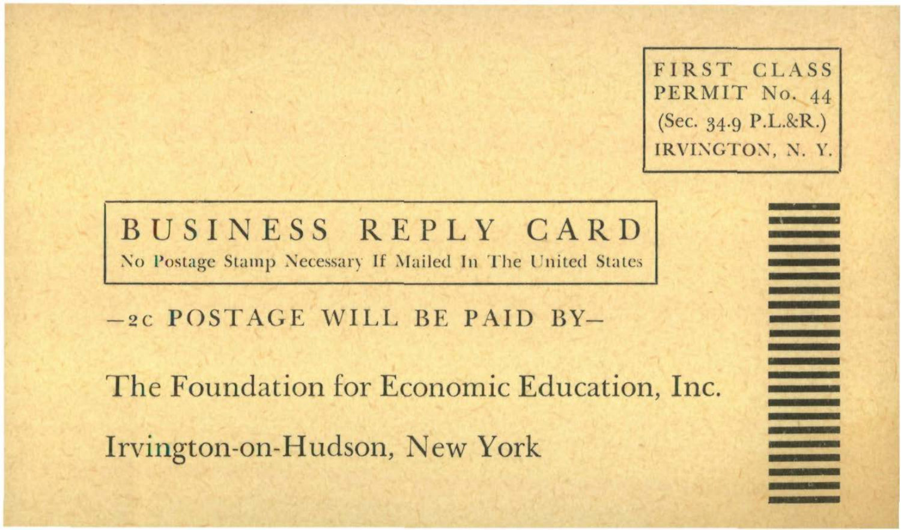FIRST CLASS
PERMIT No. 44
(Sec. 34.9 P.L.&R.)
IRVINGTON, N. Y.

**BUSINESS REPLY CARD**

No Postage Stamp Necessary If Mailed In The United States

—2c POSTAGE WILL BE PAID BY—

The Foundation for Economic Education, Inc.

Irvington-on-Hudson, New York